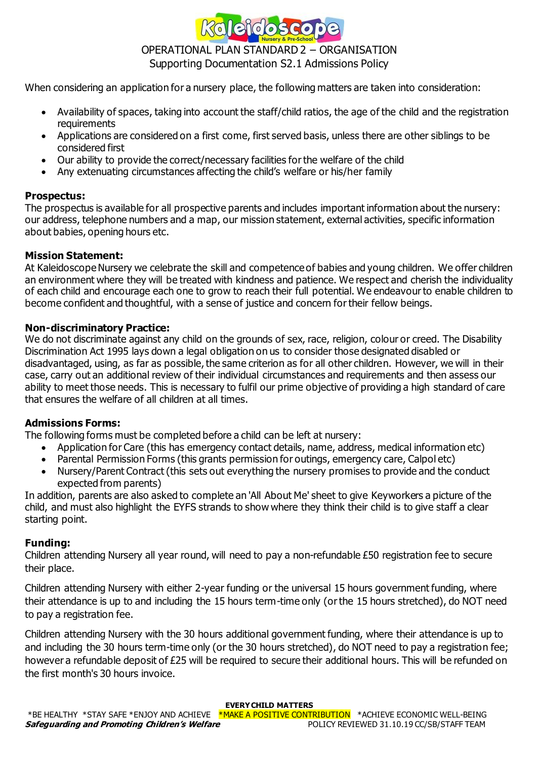# OPERATIONAL PLAN STANDARD 2 – ORGANISATION

## Supporting Documentation S2.1 Admissions Policy

When considering an application for a nursery place, the following matters are taken into consideration:

- Availability of spaces, taking into account the staff/child ratios, the age of the child and the registration requirements
- Applications are considered on a first come, first served basis, unless there are other siblings to be considered first
- Our ability to provide the correct/necessary facilities for the welfare of the child
- Any extenuating circumstances affecting the child's welfare or his/her family

**Prospectus:**
The prospectus is available for all prospective parents and includes important information about the nursery: our address, telephone numbers and a map, our mission statement, external activities, specific information about babies, opening hours etc.

**Mission Statement:**
At Kaleidoscope Nursery we celebrate the skill and competence of babies and young children. We offer children an environment where they will be treated with kindness and patience. We respect and cherish the individuality of each child and encourage each one to grow to reach their full potential. We endeavour to enable children to become confident and thoughtful, with a sense of justice and concern for their fellow beings.

**Non-discriminatory Practice:**
We do not discriminate against any child on the grounds of sex, race, religion, colour or creed. The Disability Discrimination Act 1995 lays down a legal obligation on us to consider those designated disabled or disadvantaged, using, as far as possible, the same criterion as for all other children. However, we will in their case, carry out an additional review of their individual circumstances and requirements and then assess our ability to meet those needs. This is necessary to fulfil our prime objective of providing a high standard of care that ensures the welfare of all children at all times.

**Admissions Forms:**
The following forms must be completed before a child can be left at nursery:

- Application for Care (this has emergency contact details, name, address, medical information etc)
- Parental Permission Forms (this grants permission for outings, emergency care, Calpol etc)
- Nursery/Parent Contract (this sets out everything the nursery promises to provide and the conduct expected from parents)

In addition, parents are also asked to complete an 'All About Me' sheet to give Keyworkers a picture of the child, and must also highlight the EYFS strands to show where they think their child is to give staff a clear starting point.

**Funding:**
Children attending Nursery all year round, will need to pay a non-refundable £50 registration fee to secure their place.

Children attending Nursery with either 2-year funding or the universal 15 hours government funding, where their attendance is up to and including the 15 hours term-time only (or the 15 hours stretched), do NOT need to pay a registration fee.

Children attending Nursery with the 30 hours additional government funding, where their attendance is up to and including the 30 hours term-time only (or the 30 hours stretched), do NOT need to pay a registration fee; however a refundable deposit of £25 will be required to secure their additional hours. This will be refunded on the first month's 30 hours invoice.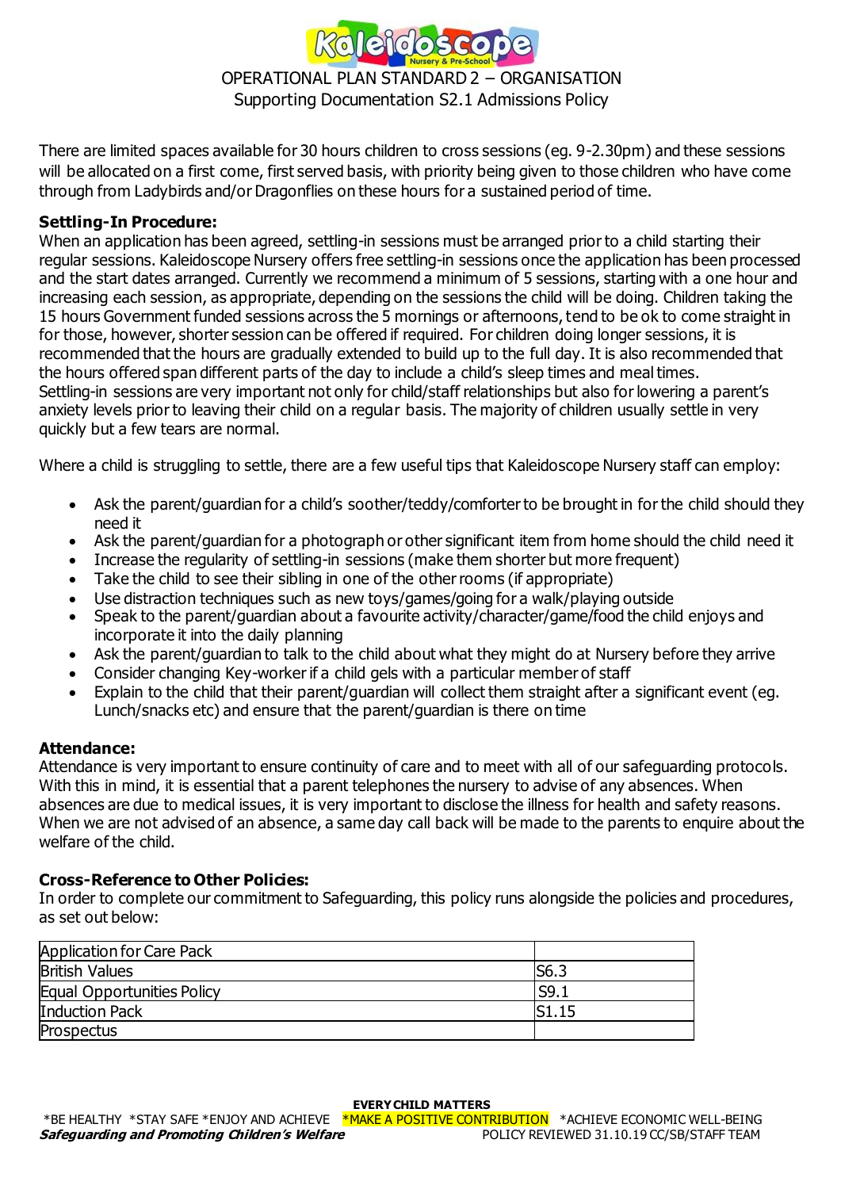OPERATIONAL PLAN STANDARD 2 – ORGANISATION
Supporting Documentation S2.1 Admissions Policy

There are limited spaces available for 30 hours children to cross sessions (eg. 9-2.30pm) and these sessions will be allocated on a first come, first served basis, with priority being given to those children who have come through from Ladybirds and/or Dragonflies on these hours for a sustained period of time.

**Settling-In Procedure:**
When an application has been agreed, settling-in sessions must be arranged prior to a child starting their regular sessions. Kaleidoscope Nursery offers free settling-in sessions once the application has been processed and the start dates arranged. Currently we recommend a minimum of 5 sessions, starting with a one hour and increasing each session, as appropriate, depending on the sessions the child will be doing. Children taking the 15 hours Government funded sessions across the 5 mornings or afternoons, tend to be ok to come straight in for those, however, shorter session can be offered if required. For children doing longer sessions, it is recommended that the hours are gradually extended to build up to the full day. It is also recommended that the hours offered span different parts of the day to include a child's sleep times and meal times.
Settling-in sessions are very important not only for child/staff relationships but also for lowering a parent's anxiety levels prior to leaving their child on a regular basis. The majority of children usually settle in very quickly but a few tears are normal.

Where a child is struggling to settle, there are a few useful tips that Kaleidoscope Nursery staff can employ:

- Ask the parent/guardian for a child's soother/teddy/comforter to be brought in for the child should they need it
- Ask the parent/guardian for a photograph or other significant item from home should the child need it
- Increase the regularity of settling-in sessions (make them shorter but more frequent)
- Take the child to see their sibling in one of the other rooms (if appropriate)
- Use distraction techniques such as new toys/games/going for a walk/playing outside
- Speak to the parent/guardian about a favourite activity/character/game/food the child enjoys and incorporate it into the daily planning
- Ask the parent/guardian to talk to the child about what they might do at Nursery before they arrive
- Consider changing Key-worker if a child gels with a particular member of staff
- Explain to the child that their parent/guardian will collect them straight after a significant event (eg. Lunch/snacks etc) and ensure that the parent/guardian is there on time

**Attendance:**
Attendance is very important to ensure continuity of care and to meet with all of our safeguarding protocols. With this in mind, it is essential that a parent telephones the nursery to advise of any absences. When absences are due to medical issues, it is very important to disclose the illness for health and safety reasons. When we are not advised of an absence, a same day call back will be made to the parents to enquire about the welfare of the child.

**Cross-Reference to Other Policies:**
In order to complete our commitment to Safeguarding, this policy runs alongside the policies and procedures, as set out below:

| | |
|---|---|
| Application for Care Pack | |
| British Values | S6.3 |
| Equal Opportunities Policy | S9.1 |
| Induction Pack | S1.15 |
| Prospectus | |

**EVERY CHILD MATTERS**
*BE HEALTHY *STAY SAFE *ENJOY AND ACHIEVE *MAKE A POSITIVE CONTRIBUTION *ACHIEVE ECONOMIC WELL-BEING
***Safeguarding and Promoting Children's Welfare*** POLICY REVIEWED 31.10.19 CC/SB/STAFF TEAM